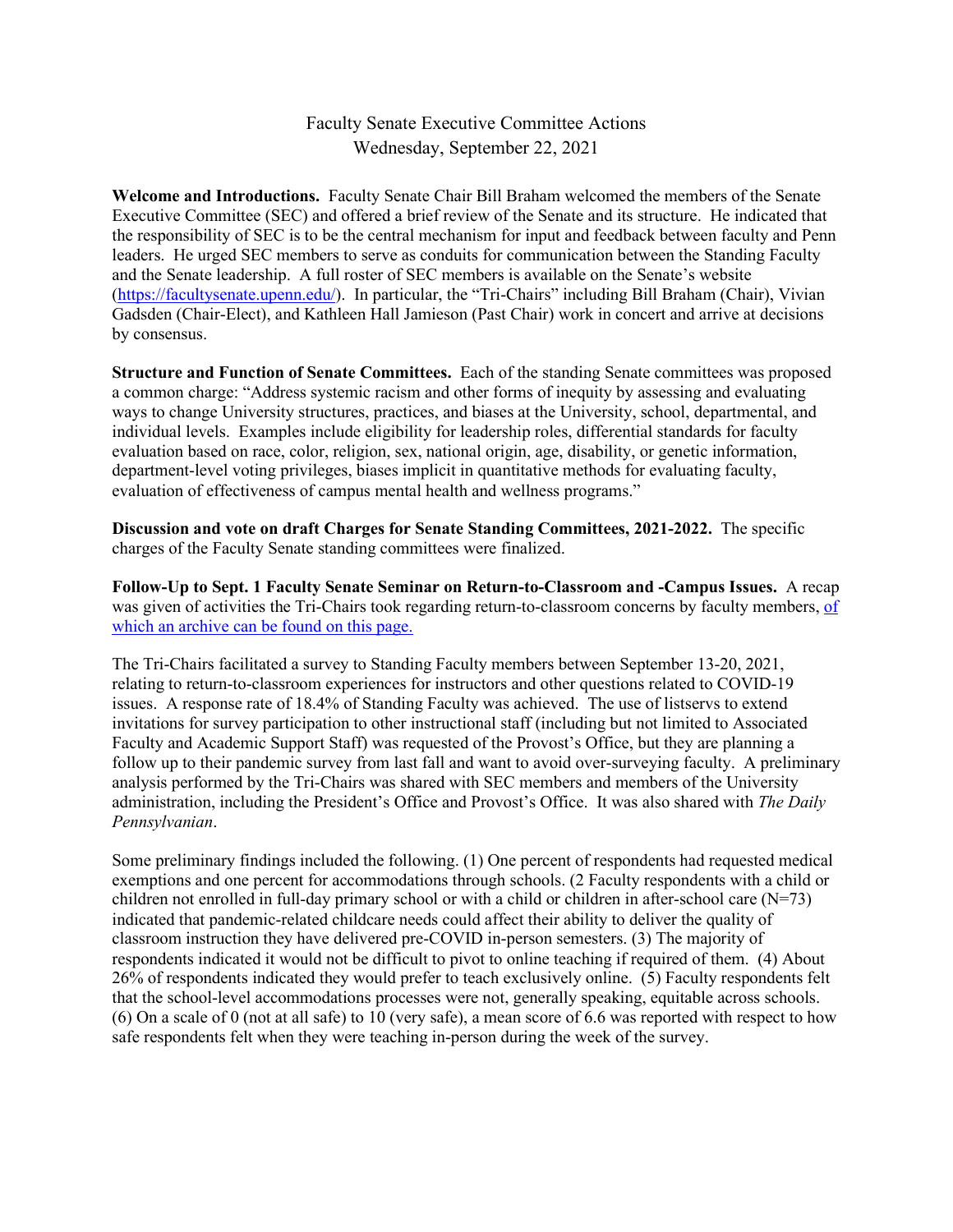Faculty Senate Executive Committee Actions
Wednesday, September 22, 2021

**Welcome and Introductions.** Faculty Senate Chair Bill Braham welcomed the members of the Senate Executive Committee (SEC) and offered a brief review of the Senate and its structure. He indicated that the responsibility of SEC is to be the central mechanism for input and feedback between faculty and Penn leaders. He urged SEC members to serve as conduits for communication between the Standing Faculty and the Senate leadership. A full roster of SEC members is available on the Senate's website (https://facultysenate.upenn.edu/). In particular, the "Tri-Chairs" including Bill Braham (Chair), Vivian Gadsden (Chair-Elect), and Kathleen Hall Jamieson (Past Chair) work in concert and arrive at decisions by consensus.

**Structure and Function of Senate Committees.** Each of the standing Senate committees was proposed a common charge: "Address systemic racism and other forms of inequity by assessing and evaluating ways to change University structures, practices, and biases at the University, school, departmental, and individual levels. Examples include eligibility for leadership roles, differential standards for faculty evaluation based on race, color, religion, sex, national origin, age, disability, or genetic information, department-level voting privileges, biases implicit in quantitative methods for evaluating faculty, evaluation of effectiveness of campus mental health and wellness programs."

**Discussion and vote on draft Charges for Senate Standing Committees, 2021-2022.** The specific charges of the Faculty Senate standing committees were finalized.

**Follow-Up to Sept. 1 Faculty Senate Seminar on Return-to-Classroom and -Campus Issues.** A recap was given of activities the Tri-Chairs took regarding return-to-classroom concerns by faculty members, of which an archive can be found on this page.

The Tri-Chairs facilitated a survey to Standing Faculty members between September 13-20, 2021, relating to return-to-classroom experiences for instructors and other questions related to COVID-19 issues. A response rate of 18.4% of Standing Faculty was achieved. The use of listservs to extend invitations for survey participation to other instructional staff (including but not limited to Associated Faculty and Academic Support Staff) was requested of the Provost's Office, but they are planning a follow up to their pandemic survey from last fall and want to avoid over-surveying faculty. A preliminary analysis performed by the Tri-Chairs was shared with SEC members and members of the University administration, including the President's Office and Provost's Office. It was also shared with *The Daily Pennsylvanian*.

Some preliminary findings included the following. (1) One percent of respondents had requested medical exemptions and one percent for accommodations through schools. (2 Faculty respondents with a child or children not enrolled in full-day primary school or with a child or children in after-school care (N=73) indicated that pandemic-related childcare needs could affect their ability to deliver the quality of classroom instruction they have delivered pre-COVID in-person semesters. (3) The majority of respondents indicated it would not be difficult to pivot to online teaching if required of them. (4) About 26% of respondents indicated they would prefer to teach exclusively online. (5) Faculty respondents felt that the school-level accommodations processes were not, generally speaking, equitable across schools. (6) On a scale of 0 (not at all safe) to 10 (very safe), a mean score of 6.6 was reported with respect to how safe respondents felt when they were teaching in-person during the week of the survey.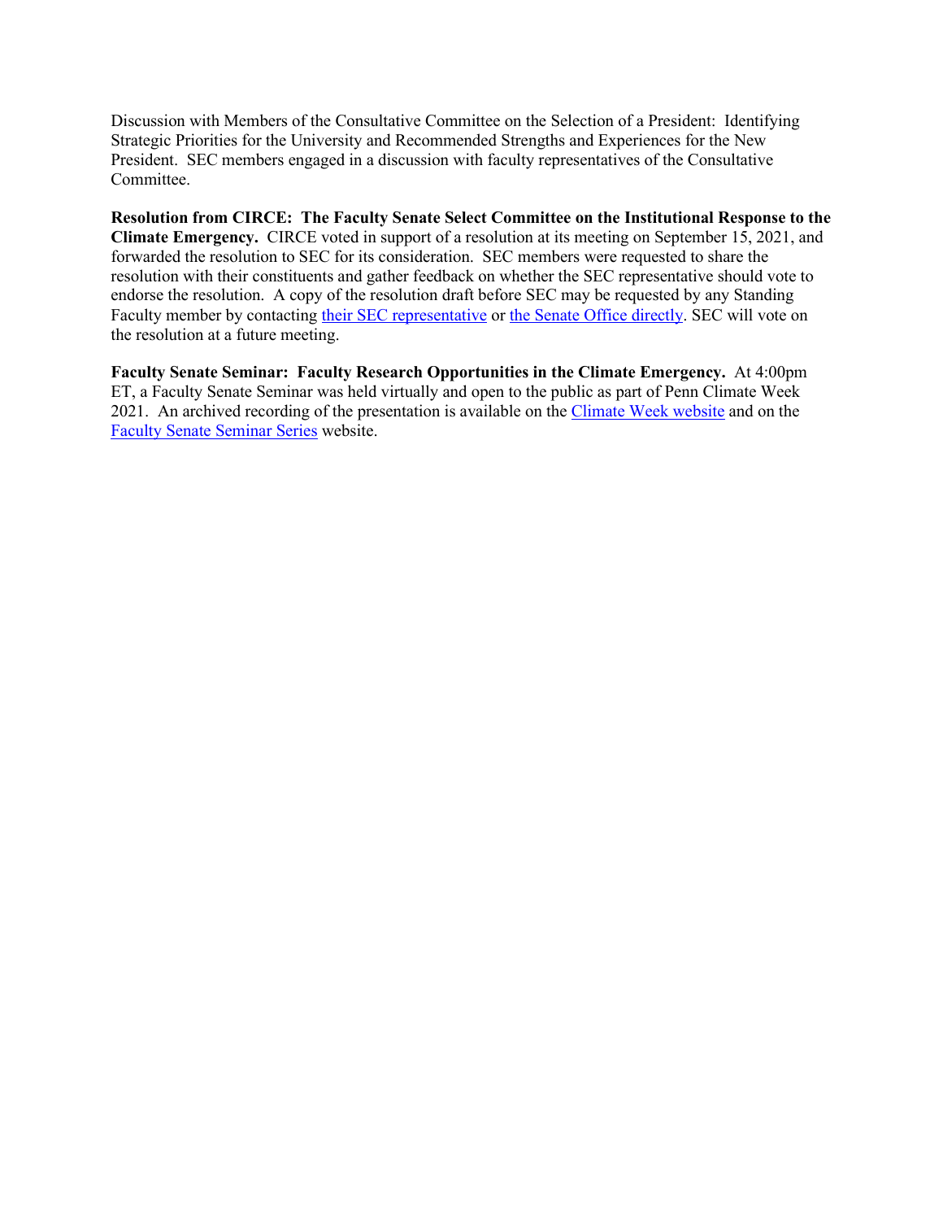Discussion with Members of the Consultative Committee on the Selection of a President: Identifying Strategic Priorities for the University and Recommended Strengths and Experiences for the New President. SEC members engaged in a discussion with faculty representatives of the Consultative Committee.

**Resolution from CIRCE: The Faculty Senate Select Committee on the Institutional Response to the Climate Emergency.** CIRCE voted in support of a resolution at its meeting on September 15, 2021, and forwarded the resolution to SEC for its consideration. SEC members were requested to share the resolution with their constituents and gather feedback on whether the SEC representative should vote to endorse the resolution. A copy of the resolution draft before SEC may be requested by any Standing Faculty member by contacting their SEC representative or the Senate Office directly. SEC will vote on the resolution at a future meeting.

**Faculty Senate Seminar: Faculty Research Opportunities in the Climate Emergency.** At 4:00pm ET, a Faculty Senate Seminar was held virtually and open to the public as part of Penn Climate Week 2021. An archived recording of the presentation is available on the Climate Week website and on the Faculty Senate Seminar Series website.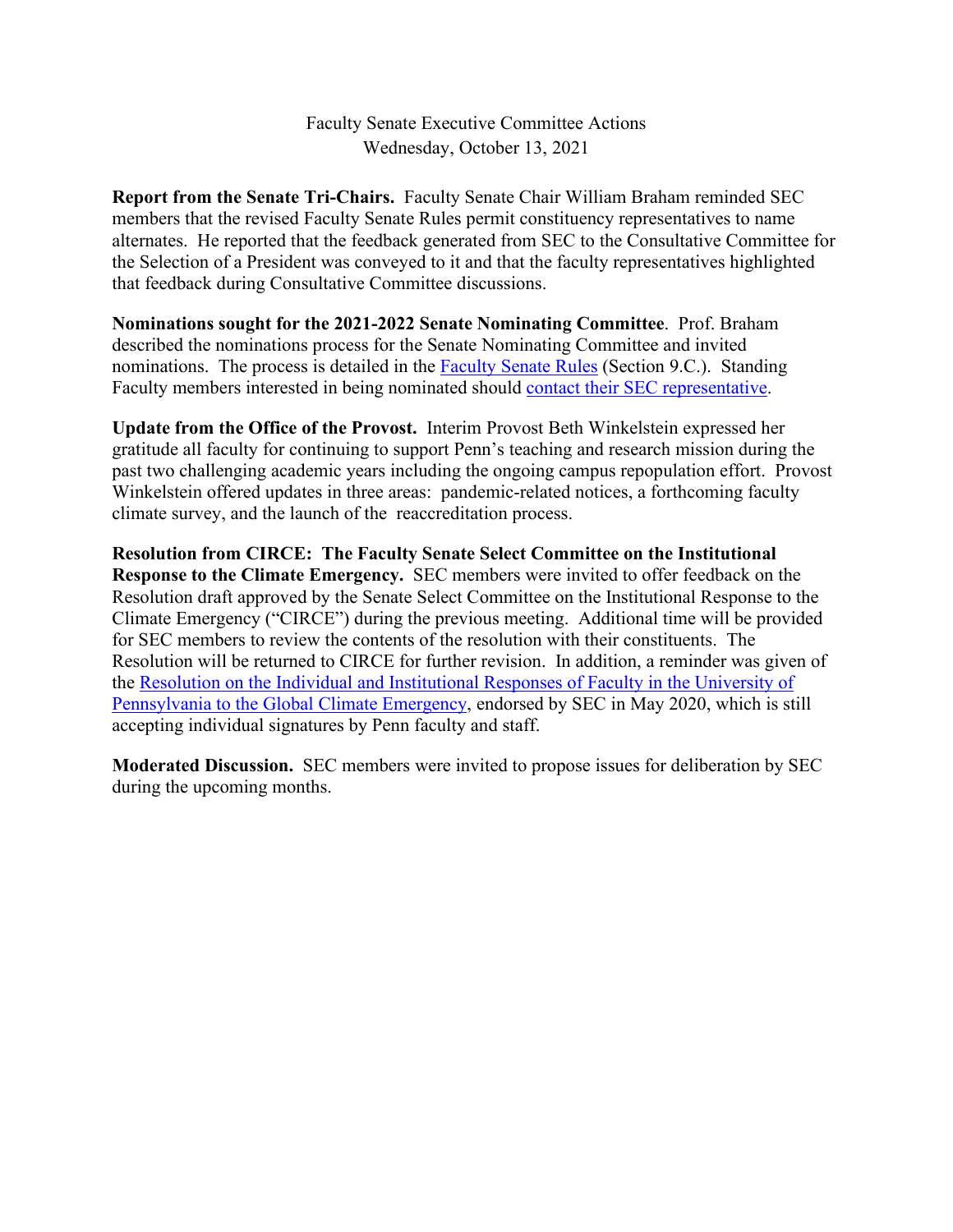Faculty Senate Executive Committee Actions
Wednesday, October 13, 2021

**Report from the Senate Tri-Chairs.** Faculty Senate Chair William Braham reminded SEC members that the revised Faculty Senate Rules permit constituency representatives to name alternates. He reported that the feedback generated from SEC to the Consultative Committee for the Selection of a President was conveyed to it and that the faculty representatives highlighted that feedback during Consultative Committee discussions.

**Nominations sought for the 2021-2022 Senate Nominating Committee**. Prof. Braham described the nominations process for the Senate Nominating Committee and invited nominations. The process is detailed in the Faculty Senate Rules (Section 9.C.). Standing Faculty members interested in being nominated should contact their SEC representative.

**Update from the Office of the Provost.** Interim Provost Beth Winkelstein expressed her gratitude all faculty for continuing to support Penn's teaching and research mission during the past two challenging academic years including the ongoing campus repopulation effort. Provost Winkelstein offered updates in three areas: pandemic-related notices, a forthcoming faculty climate survey, and the launch of the reaccreditation process.

**Resolution from CIRCE: The Faculty Senate Select Committee on the Institutional Response to the Climate Emergency.** SEC members were invited to offer feedback on the Resolution draft approved by the Senate Select Committee on the Institutional Response to the Climate Emergency ("CIRCE") during the previous meeting. Additional time will be provided for SEC members to review the contents of the resolution with their constituents. The Resolution will be returned to CIRCE for further revision. In addition, a reminder was given of the Resolution on the Individual and Institutional Responses of Faculty in the University of Pennsylvania to the Global Climate Emergency, endorsed by SEC in May 2020, which is still accepting individual signatures by Penn faculty and staff.

**Moderated Discussion.** SEC members were invited to propose issues for deliberation by SEC during the upcoming months.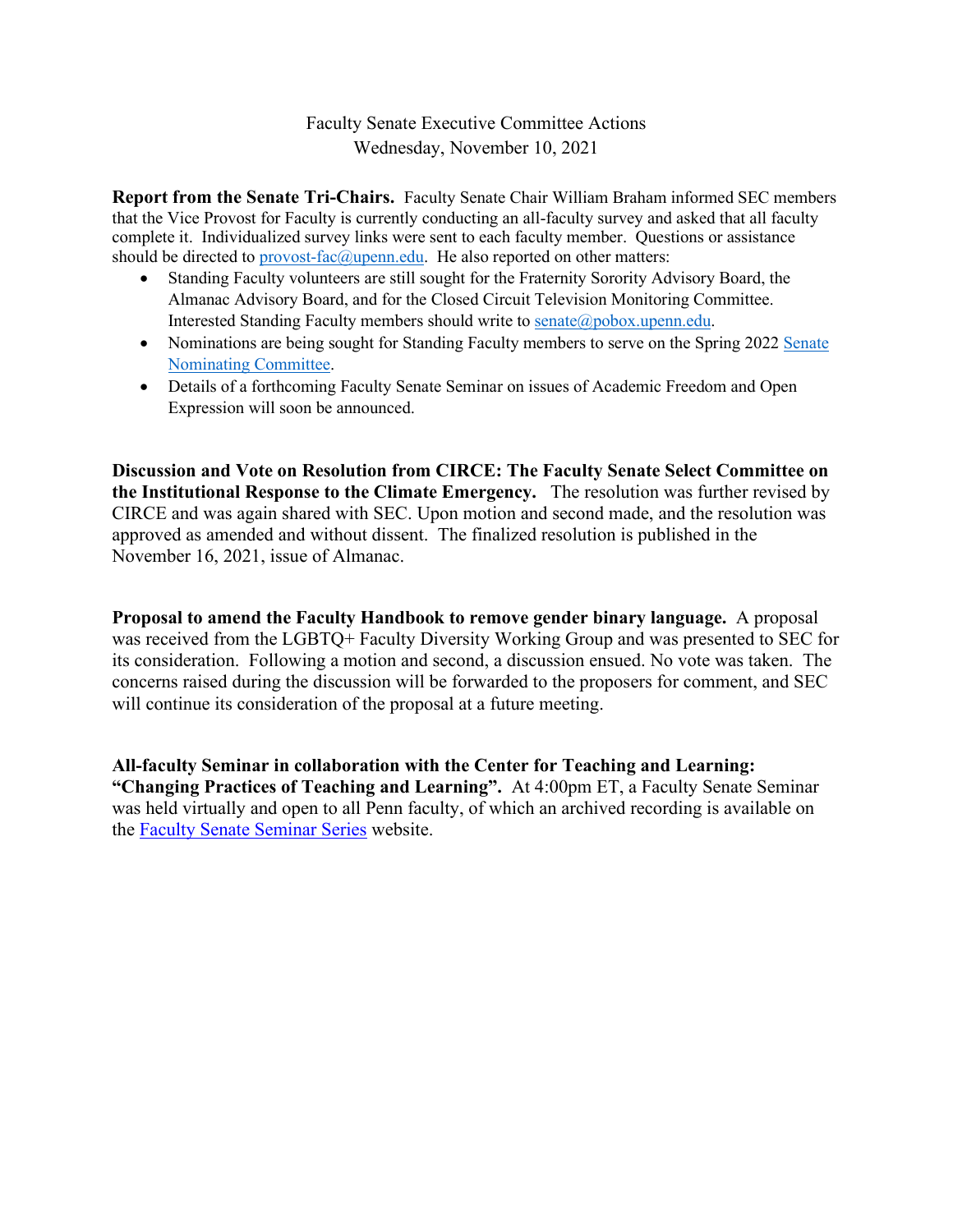Faculty Senate Executive Committee Actions
Wednesday, November 10, 2021

**Report from the Senate Tri-Chairs.** Faculty Senate Chair William Braham informed SEC members that the Vice Provost for Faculty is currently conducting an all-faculty survey and asked that all faculty complete it. Individualized survey links were sent to each faculty member. Questions or assistance should be directed to provost-fac@upenn.edu. He also reported on other matters:

- Standing Faculty volunteers are still sought for the Fraternity Sorority Advisory Board, the Almanac Advisory Board, and for the Closed Circuit Television Monitoring Committee. Interested Standing Faculty members should write to senate@pobox.upenn.edu.
- Nominations are being sought for Standing Faculty members to serve on the Spring 2022 Senate Nominating Committee.
- Details of a forthcoming Faculty Senate Seminar on issues of Academic Freedom and Open Expression will soon be announced.

**Discussion and Vote on Resolution from CIRCE: The Faculty Senate Select Committee on the Institutional Response to the Climate Emergency.** The resolution was further revised by CIRCE and was again shared with SEC. Upon motion and second made, and the resolution was approved as amended and without dissent. The finalized resolution is published in the November 16, 2021, issue of Almanac.

**Proposal to amend the Faculty Handbook to remove gender binary language.** A proposal was received from the LGBTQ+ Faculty Diversity Working Group and was presented to SEC for its consideration. Following a motion and second, a discussion ensued. No vote was taken. The concerns raised during the discussion will be forwarded to the proposers for comment, and SEC will continue its consideration of the proposal at a future meeting.

**All-faculty Seminar in collaboration with the Center for Teaching and Learning: "Changing Practices of Teaching and Learning".** At 4:00pm ET, a Faculty Senate Seminar was held virtually and open to all Penn faculty, of which an archived recording is available on the Faculty Senate Seminar Series website.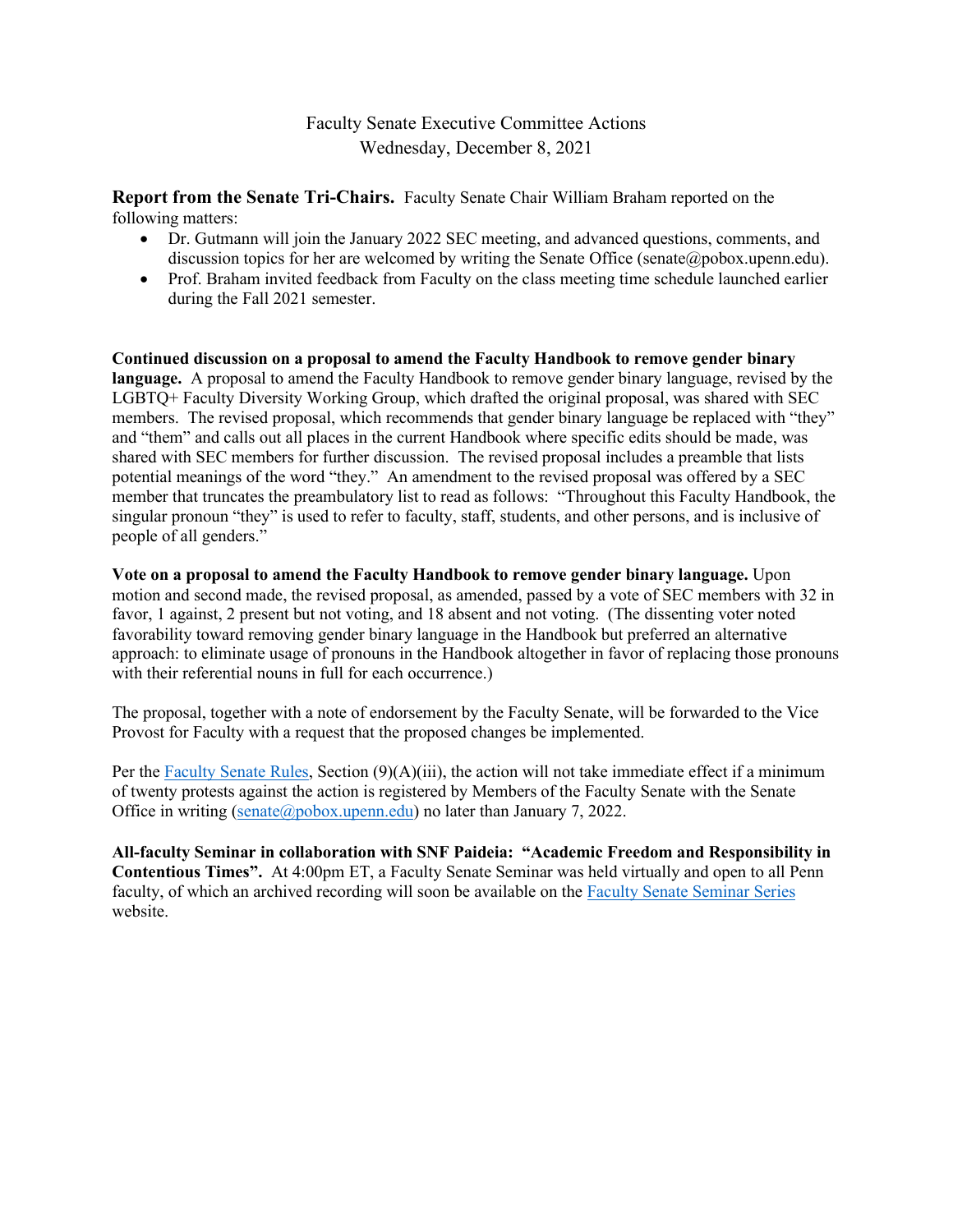# Faculty Senate Executive Committee Actions
Wednesday, December 8, 2021

**Report from the Senate Tri-Chairs.** Faculty Senate Chair William Braham reported on the following matters:

- Dr. Gutmann will join the January 2022 SEC meeting, and advanced questions, comments, and discussion topics for her are welcomed by writing the Senate Office (senate@pobox.upenn.edu).
- Prof. Braham invited feedback from Faculty on the class meeting time schedule launched earlier during the Fall 2021 semester.

**Continued discussion on a proposal to amend the Faculty Handbook to remove gender binary language.** A proposal to amend the Faculty Handbook to remove gender binary language, revised by the LGBTQ+ Faculty Diversity Working Group, which drafted the original proposal, was shared with SEC members. The revised proposal, which recommends that gender binary language be replaced with "they" and "them" and calls out all places in the current Handbook where specific edits should be made, was shared with SEC members for further discussion. The revised proposal includes a preamble that lists potential meanings of the word "they." An amendment to the revised proposal was offered by a SEC member that truncates the preambulatory list to read as follows: "Throughout this Faculty Handbook, the singular pronoun "they" is used to refer to faculty, staff, students, and other persons, and is inclusive of people of all genders."

**Vote on a proposal to amend the Faculty Handbook to remove gender binary language.** Upon motion and second made, the revised proposal, as amended, passed by a vote of SEC members with 32 in favor, 1 against, 2 present but not voting, and 18 absent and not voting. (The dissenting voter noted favorability toward removing gender binary language in the Handbook but preferred an alternative approach: to eliminate usage of pronouns in the Handbook altogether in favor of replacing those pronouns with their referential nouns in full for each occurrence.)

The proposal, together with a note of endorsement by the Faculty Senate, will be forwarded to the Vice Provost for Faculty with a request that the proposed changes be implemented.

Per the Faculty Senate Rules, Section (9)(A)(iii), the action will not take immediate effect if a minimum of twenty protests against the action is registered by Members of the Faculty Senate with the Senate Office in writing (senate@pobox.upenn.edu) no later than January 7, 2022.

**All-faculty Seminar in collaboration with SNF Paideia: "Academic Freedom and Responsibility in Contentious Times".** At 4:00pm ET, a Faculty Senate Seminar was held virtually and open to all Penn faculty, of which an archived recording will soon be available on the Faculty Senate Seminar Series website.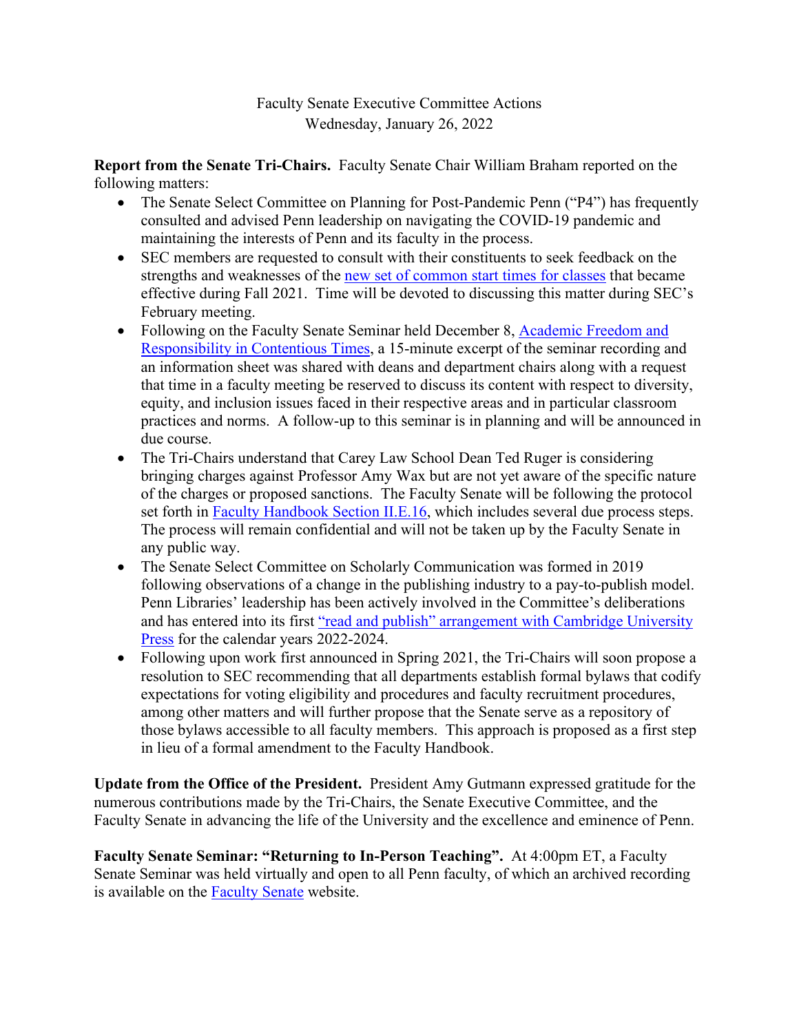Faculty Senate Executive Committee Actions
Wednesday, January 26, 2022

**Report from the Senate Tri-Chairs.** Faculty Senate Chair William Braham reported on the following matters:

- The Senate Select Committee on Planning for Post-Pandemic Penn ("P4") has frequently consulted and advised Penn leadership on navigating the COVID-19 pandemic and maintaining the interests of Penn and its faculty in the process.
- SEC members are requested to consult with their constituents to seek feedback on the strengths and weaknesses of the new set of common start times for classes that became effective during Fall 2021. Time will be devoted to discussing this matter during SEC's February meeting.
- Following on the Faculty Senate Seminar held December 8, Academic Freedom and Responsibility in Contentious Times, a 15-minute excerpt of the seminar recording and an information sheet was shared with deans and department chairs along with a request that time in a faculty meeting be reserved to discuss its content with respect to diversity, equity, and inclusion issues faced in their respective areas and in particular classroom practices and norms. A follow-up to this seminar is in planning and will be announced in due course.
- The Tri-Chairs understand that Carey Law School Dean Ted Ruger is considering bringing charges against Professor Amy Wax but are not yet aware of the specific nature of the charges or proposed sanctions. The Faculty Senate will be following the protocol set forth in Faculty Handbook Section II.E.16, which includes several due process steps. The process will remain confidential and will not be taken up by the Faculty Senate in any public way.
- The Senate Select Committee on Scholarly Communication was formed in 2019 following observations of a change in the publishing industry to a pay-to-publish model. Penn Libraries' leadership has been actively involved in the Committee's deliberations and has entered into its first "read and publish" arrangement with Cambridge University Press for the calendar years 2022-2024.
- Following upon work first announced in Spring 2021, the Tri-Chairs will soon propose a resolution to SEC recommending that all departments establish formal bylaws that codify expectations for voting eligibility and procedures and faculty recruitment procedures, among other matters and will further propose that the Senate serve as a repository of those bylaws accessible to all faculty members. This approach is proposed as a first step in lieu of a formal amendment to the Faculty Handbook.

**Update from the Office of the President.** President Amy Gutmann expressed gratitude for the numerous contributions made by the Tri-Chairs, the Senate Executive Committee, and the Faculty Senate in advancing the life of the University and the excellence and eminence of Penn.

**Faculty Senate Seminar: "Returning to In-Person Teaching".** At 4:00pm ET, a Faculty Senate Seminar was held virtually and open to all Penn faculty, of which an archived recording is available on the Faculty Senate website.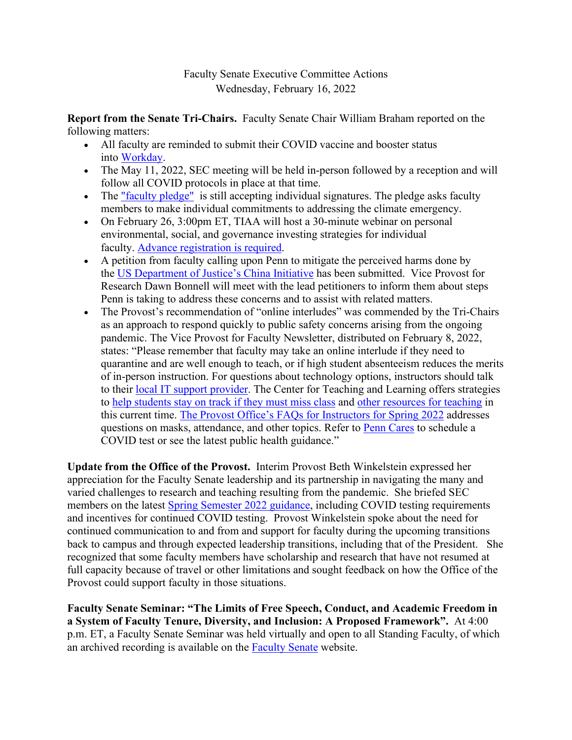Faculty Senate Executive Committee Actions
Wednesday, February 16, 2022

**Report from the Senate Tri-Chairs.** Faculty Senate Chair William Braham reported on the following matters:

- All faculty are reminded to submit their COVID vaccine and booster status into Workday.
- The May 11, 2022, SEC meeting will be held in-person followed by a reception and will follow all COVID protocols in place at that time.
- The "faculty pledge" is still accepting individual signatures. The pledge asks faculty members to make individual commitments to addressing the climate emergency.
- On February 26, 3:00pm ET, TIAA will host a 30-minute webinar on personal environmental, social, and governance investing strategies for individual faculty. Advance registration is required.
- A petition from faculty calling upon Penn to mitigate the perceived harms done by the US Department of Justice's China Initiative has been submitted. Vice Provost for Research Dawn Bonnell will meet with the lead petitioners to inform them about steps Penn is taking to address these concerns and to assist with related matters.
- The Provost's recommendation of "online interludes" was commended by the Tri-Chairs as an approach to respond quickly to public safety concerns arising from the ongoing pandemic. The Vice Provost for Faculty Newsletter, distributed on February 8, 2022, states: "Please remember that faculty may take an online interlude if they need to quarantine and are well enough to teach, or if high student absenteeism reduces the merits of in-person instruction. For questions about technology options, instructors should talk to their local IT support provider. The Center for Teaching and Learning offers strategies to help students stay on track if they must miss class and other resources for teaching in this current time. The Provost Office's FAQs for Instructors for Spring 2022 addresses questions on masks, attendance, and other topics. Refer to Penn Cares to schedule a COVID test or see the latest public health guidance."

**Update from the Office of the Provost.** Interim Provost Beth Winkelstein expressed her appreciation for the Faculty Senate leadership and its partnership in navigating the many and varied challenges to research and teaching resulting from the pandemic. She briefed SEC members on the latest Spring Semester 2022 guidance, including COVID testing requirements and incentives for continued COVID testing. Provost Winkelstein spoke about the need for continued communication to and from and support for faculty during the upcoming transitions back to campus and through expected leadership transitions, including that of the President. She recognized that some faculty members have scholarship and research that have not resumed at full capacity because of travel or other limitations and sought feedback on how the Office of the Provost could support faculty in those situations.

**Faculty Senate Seminar: "The Limits of Free Speech, Conduct, and Academic Freedom in a System of Faculty Tenure, Diversity, and Inclusion: A Proposed Framework".** At 4:00 p.m. ET, a Faculty Senate Seminar was held virtually and open to all Standing Faculty, of which an archived recording is available on the Faculty Senate website.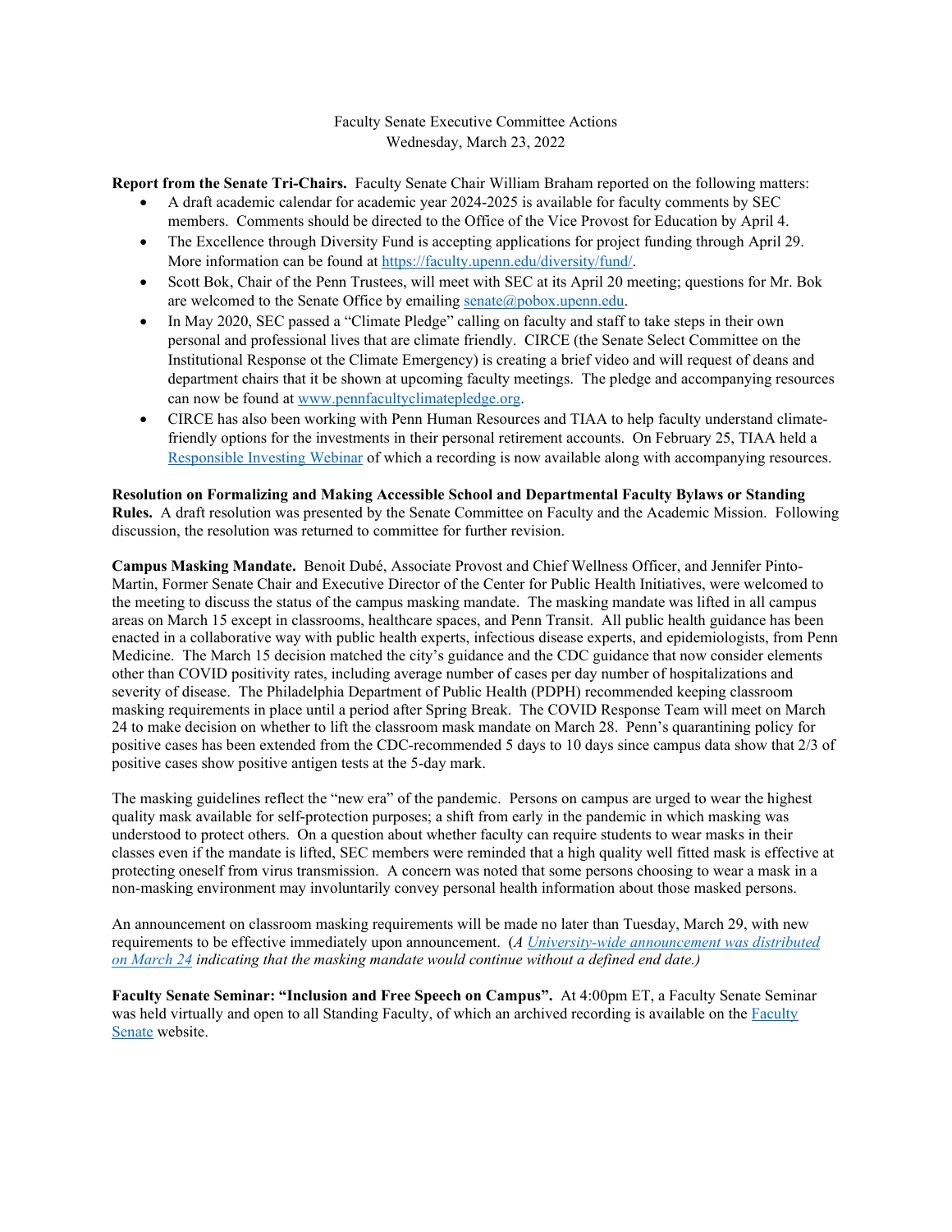Faculty Senate Executive Committee Actions
Wednesday, March 23, 2022

**Report from the Senate Tri-Chairs.** Faculty Senate Chair William Braham reported on the following matters:

- A draft academic calendar for academic year 2024-2025 is available for faculty comments by SEC members. Comments should be directed to the Office of the Vice Provost for Education by April 4.
- The Excellence through Diversity Fund is accepting applications for project funding through April 29. More information can be found at [https://faculty.upenn.edu/diversity/fund/](https://faculty.upenn.edu/diversity/fund/).
- Scott Bok, Chair of the Penn Trustees, will meet with SEC at its April 20 meeting; questions for Mr. Bok are welcomed to the Senate Office by emailing [senate@pobox.upenn.edu](mailto:senate@pobox.upenn.edu).
- In May 2020, SEC passed a "Climate Pledge" calling on faculty and staff to take steps in their own personal and professional lives that are climate friendly. CIRCE (the Senate Select Committee on the Institutional Response ot the Climate Emergency) is creating a brief video and will request of deans and department chairs that it be shown at upcoming faculty meetings. The pledge and accompanying resources can now be found at [www.pennfacultyclimatepledge.org](http://www.pennfacultyclimatepledge.org).
- CIRCE has also been working with Penn Human Resources and TIAA to help faculty understand climate-friendly options for the investments in their personal retirement accounts. On February 25, TIAA held a Responsible Investing Webinar of which a recording is now available along with accompanying resources.

**Resolution on Formalizing and Making Accessible School and Departmental Faculty Bylaws or Standing Rules.** A draft resolution was presented by the Senate Committee on Faculty and the Academic Mission. Following discussion, the resolution was returned to committee for further revision.

**Campus Masking Mandate.** Benoit Dubé, Associate Provost and Chief Wellness Officer, and Jennifer Pinto-Martin, Former Senate Chair and Executive Director of the Center for Public Health Initiatives, were welcomed to the meeting to discuss the status of the campus masking mandate. The masking mandate was lifted in all campus areas on March 15 except in classrooms, healthcare spaces, and Penn Transit. All public health guidance has been enacted in a collaborative way with public health experts, infectious disease experts, and epidemiologists, from Penn Medicine. The March 15 decision matched the city's guidance and the CDC guidance that now consider elements other than COVID positivity rates, including average number of cases per day number of hospitalizations and severity of disease. The Philadelphia Department of Public Health (PDPH) recommended keeping classroom masking requirements in place until a period after Spring Break. The COVID Response Team will meet on March 24 to make decision on whether to lift the classroom mask mandate on March 28. Penn's quarantining policy for positive cases has been extended from the CDC-recommended 5 days to 10 days since campus data show that 2/3 of positive cases show positive antigen tests at the 5-day mark.

The masking guidelines reflect the "new era" of the pandemic. Persons on campus are urged to wear the highest quality mask available for self-protection purposes; a shift from early in the pandemic in which masking was understood to protect others. On a question about whether faculty can require students to wear masks in their classes even if the mandate is lifted, SEC members were reminded that a high quality well fitted mask is effective at protecting oneself from virus transmission. A concern was noted that some persons choosing to wear a mask in a non-masking environment may involuntarily convey personal health information about those masked persons.

An announcement on classroom masking requirements will be made no later than Tuesday, March 29, with new requirements to be effective immediately upon announcement. (*A University-wide announcement was distributed on March 24 indicating that the masking mandate would continue without a defined end date.)*

**Faculty Senate Seminar: "Inclusion and Free Speech on Campus".** At 4:00pm ET, a Faculty Senate Seminar was held virtually and open to all Standing Faculty, of which an archived recording is available on the Faculty Senate website.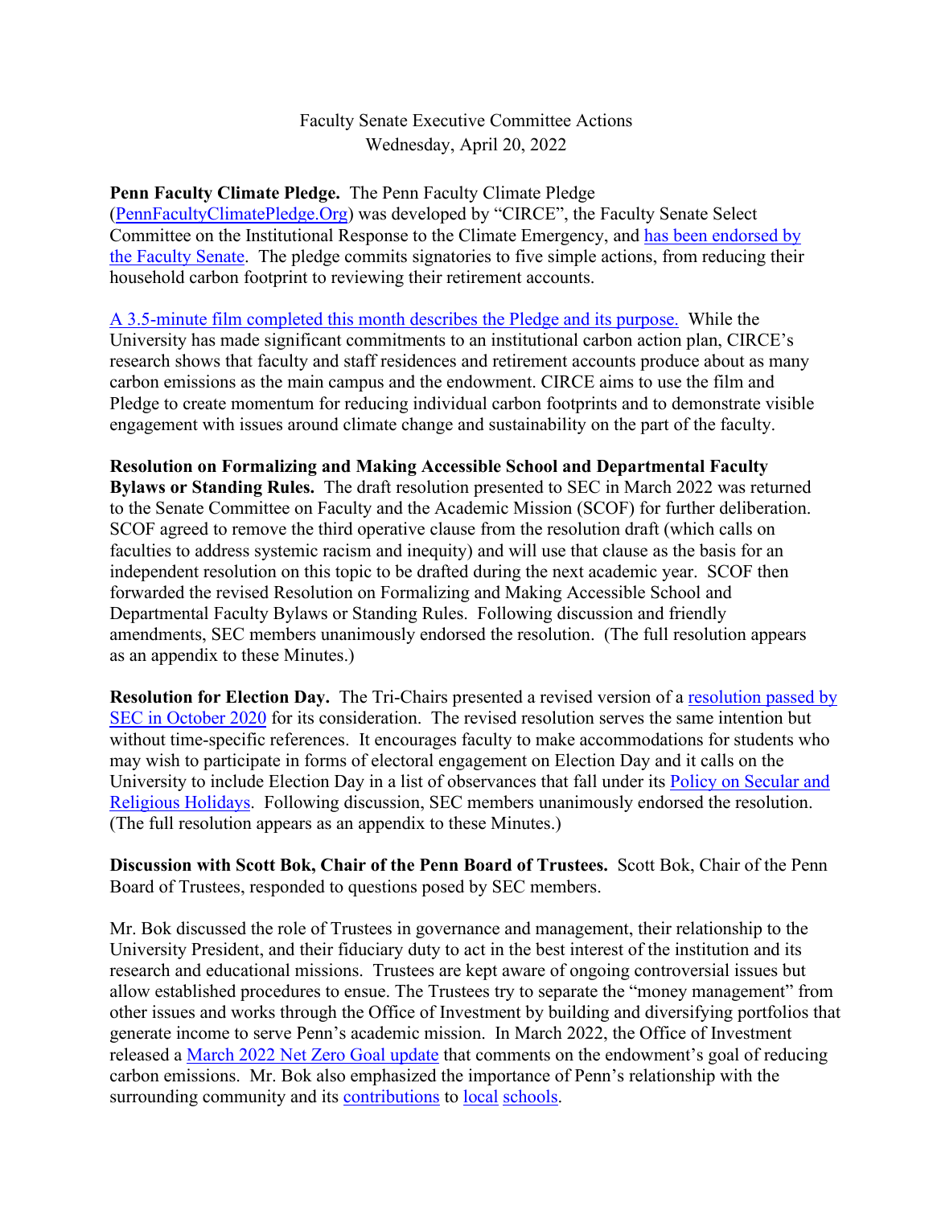Faculty Senate Executive Committee Actions
Wednesday, April 20, 2022

**Penn Faculty Climate Pledge.** The Penn Faculty Climate Pledge (PennFacultyClimatePledge.Org) was developed by "CIRCE", the Faculty Senate Select Committee on the Institutional Response to the Climate Emergency, and has been endorsed by the Faculty Senate. The pledge commits signatories to five simple actions, from reducing their household carbon footprint to reviewing their retirement accounts.

A 3.5-minute film completed this month describes the Pledge and its purpose. While the University has made significant commitments to an institutional carbon action plan, CIRCE's research shows that faculty and staff residences and retirement accounts produce about as many carbon emissions as the main campus and the endowment. CIRCE aims to use the film and Pledge to create momentum for reducing individual carbon footprints and to demonstrate visible engagement with issues around climate change and sustainability on the part of the faculty.

**Resolution on Formalizing and Making Accessible School and Departmental Faculty Bylaws or Standing Rules.** The draft resolution presented to SEC in March 2022 was returned to the Senate Committee on Faculty and the Academic Mission (SCOF) for further deliberation. SCOF agreed to remove the third operative clause from the resolution draft (which calls on faculties to address systemic racism and inequity) and will use that clause as the basis for an independent resolution on this topic to be drafted during the next academic year. SCOF then forwarded the revised Resolution on Formalizing and Making Accessible School and Departmental Faculty Bylaws or Standing Rules. Following discussion and friendly amendments, SEC members unanimously endorsed the resolution. (The full resolution appears as an appendix to these Minutes.)

**Resolution for Election Day.** The Tri-Chairs presented a revised version of a resolution passed by SEC in October 2020 for its consideration. The revised resolution serves the same intention but without time-specific references. It encourages faculty to make accommodations for students who may wish to participate in forms of electoral engagement on Election Day and it calls on the University to include Election Day in a list of observances that fall under its Policy on Secular and Religious Holidays. Following discussion, SEC members unanimously endorsed the resolution. (The full resolution appears as an appendix to these Minutes.)

**Discussion with Scott Bok, Chair of the Penn Board of Trustees.** Scott Bok, Chair of the Penn Board of Trustees, responded to questions posed by SEC members.

Mr. Bok discussed the role of Trustees in governance and management, their relationship to the University President, and their fiduciary duty to act in the best interest of the institution and its research and educational missions. Trustees are kept aware of ongoing controversial issues but allow established procedures to ensue. The Trustees try to separate the "money management" from other issues and works through the Office of Investment by building and diversifying portfolios that generate income to serve Penn's academic mission. In March 2022, the Office of Investment released a March 2022 Net Zero Goal update that comments on the endowment's goal of reducing carbon emissions. Mr. Bok also emphasized the importance of Penn's relationship with the surrounding community and its contributions to local schools.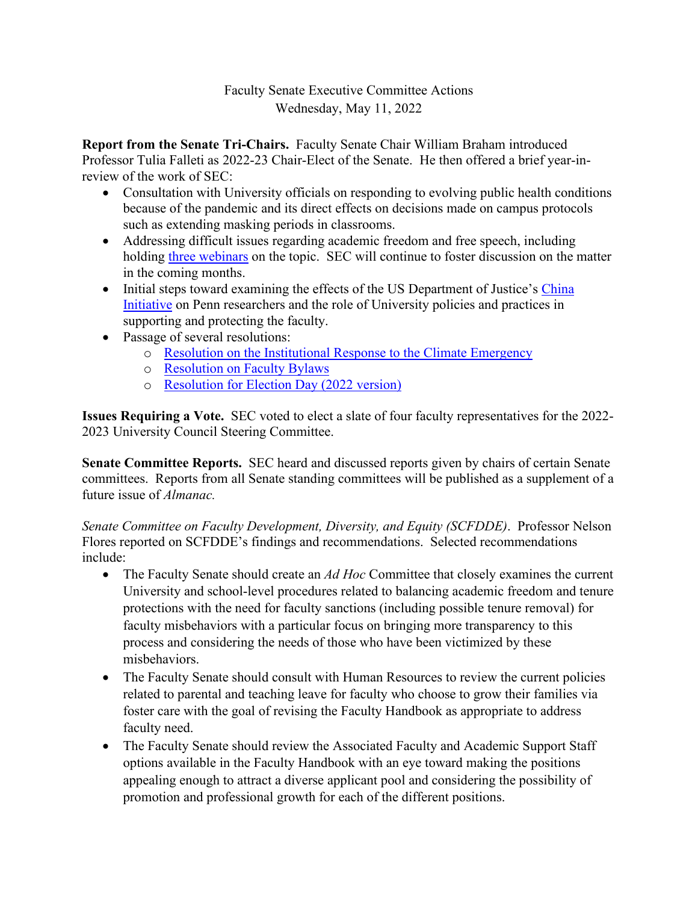Faculty Senate Executive Committee Actions
Wednesday, May 11, 2022

**Report from the Senate Tri-Chairs.** Faculty Senate Chair William Braham introduced Professor Tulia Falleti as 2022-23 Chair-Elect of the Senate. He then offered a brief year-in-review of the work of SEC:

- Consultation with University officials on responding to evolving public health conditions because of the pandemic and its direct effects on decisions made on campus protocols such as extending masking periods in classrooms.
- Addressing difficult issues regarding academic freedom and free speech, including holding three webinars on the topic. SEC will continue to foster discussion on the matter in the coming months.
- Initial steps toward examining the effects of the US Department of Justice's China Initiative on Penn researchers and the role of University policies and practices in supporting and protecting the faculty.
- Passage of several resolutions:
  - Resolution on the Institutional Response to the Climate Emergency
  - Resolution on Faculty Bylaws
  - Resolution for Election Day (2022 version)

**Issues Requiring a Vote.** SEC voted to elect a slate of four faculty representatives for the 2022-2023 University Council Steering Committee.

**Senate Committee Reports.** SEC heard and discussed reports given by chairs of certain Senate committees. Reports from all Senate standing committees will be published as a supplement of a future issue of *Almanac.*

*Senate Committee on Faculty Development, Diversity, and Equity (SCFDDE)*. Professor Nelson Flores reported on SCFDDE's findings and recommendations. Selected recommendations include:

- The Faculty Senate should create an *Ad Hoc* Committee that closely examines the current University and school-level procedures related to balancing academic freedom and tenure protections with the need for faculty sanctions (including possible tenure removal) for faculty misbehaviors with a particular focus on bringing more transparency to this process and considering the needs of those who have been victimized by these misbehaviors.
- The Faculty Senate should consult with Human Resources to review the current policies related to parental and teaching leave for faculty who choose to grow their families via foster care with the goal of revising the Faculty Handbook as appropriate to address faculty need.
- The Faculty Senate should review the Associated Faculty and Academic Support Staff options available in the Faculty Handbook with an eye toward making the positions appealing enough to attract a diverse applicant pool and considering the possibility of promotion and professional growth for each of the different positions.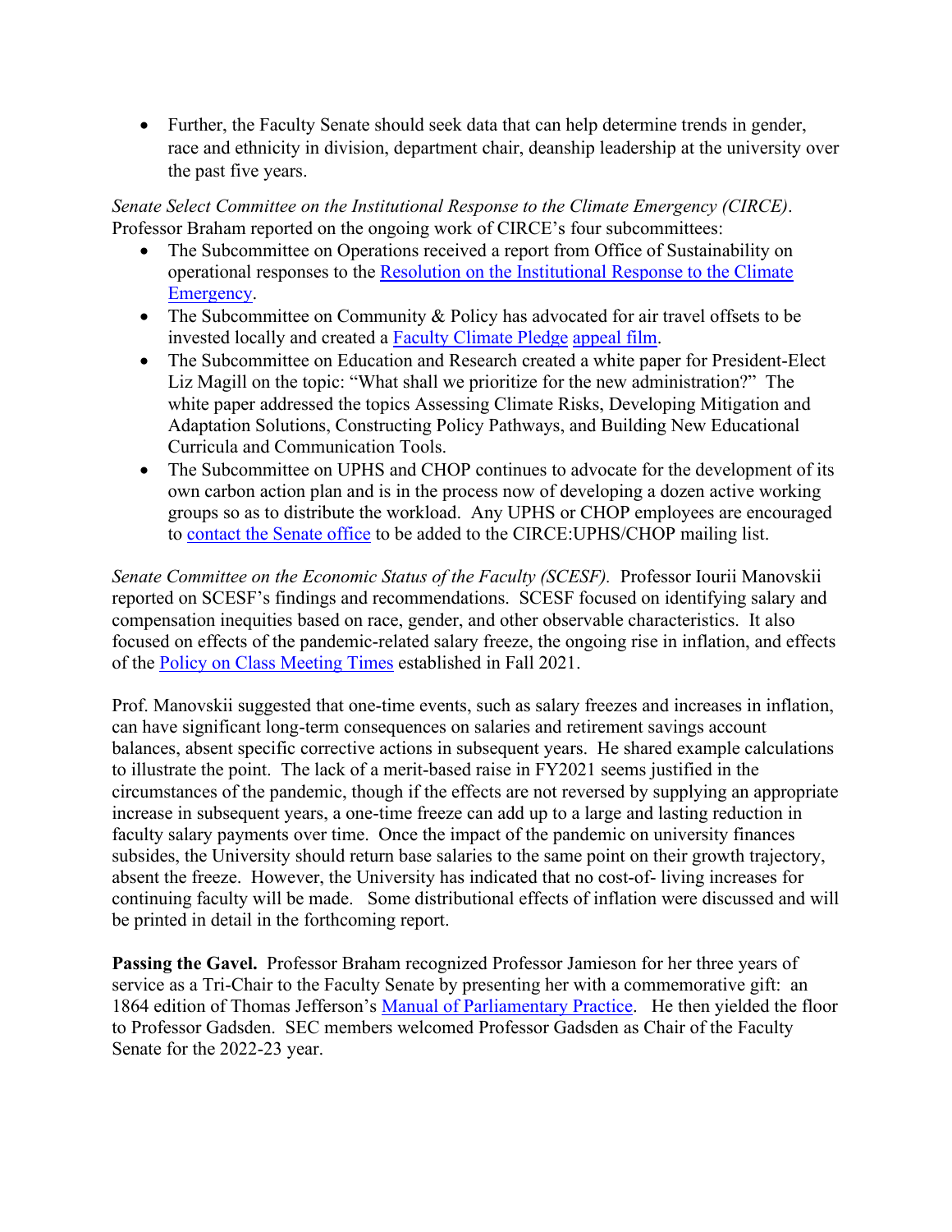- Further, the Faculty Senate should seek data that can help determine trends in gender, race and ethnicity in division, department chair, deanship leadership at the university over the past five years.

*Senate Select Committee on the Institutional Response to the Climate Emergency (CIRCE).* Professor Braham reported on the ongoing work of CIRCE's four subcommittees:

- The Subcommittee on Operations received a report from Office of Sustainability on operational responses to the Resolution on the Institutional Response to the Climate Emergency.
- The Subcommittee on Community & Policy has advocated for air travel offsets to be invested locally and created a Faculty Climate Pledge appeal film.
- The Subcommittee on Education and Research created a white paper for President-Elect Liz Magill on the topic: "What shall we prioritize for the new administration?" The white paper addressed the topics Assessing Climate Risks, Developing Mitigation and Adaptation Solutions, Constructing Policy Pathways, and Building New Educational Curricula and Communication Tools.
- The Subcommittee on UPHS and CHOP continues to advocate for the development of its own carbon action plan and is in the process now of developing a dozen active working groups so as to distribute the workload. Any UPHS or CHOP employees are encouraged to contact the Senate office to be added to the CIRCE:UPHS/CHOP mailing list.

*Senate Committee on the Economic Status of the Faculty (SCESF).* Professor Iourii Manovskii reported on SCESF's findings and recommendations. SCESF focused on identifying salary and compensation inequities based on race, gender, and other observable characteristics. It also focused on effects of the pandemic-related salary freeze, the ongoing rise in inflation, and effects of the Policy on Class Meeting Times established in Fall 2021.

Prof. Manovskii suggested that one-time events, such as salary freezes and increases in inflation, can have significant long-term consequences on salaries and retirement savings account balances, absent specific corrective actions in subsequent years. He shared example calculations to illustrate the point. The lack of a merit-based raise in FY2021 seems justified in the circumstances of the pandemic, though if the effects are not reversed by supplying an appropriate increase in subsequent years, a one-time freeze can add up to a large and lasting reduction in faculty salary payments over time. Once the impact of the pandemic on university finances subsides, the University should return base salaries to the same point on their growth trajectory, absent the freeze. However, the University has indicated that no cost-of- living increases for continuing faculty will be made. Some distributional effects of inflation were discussed and will be printed in detail in the forthcoming report.

**Passing the Gavel.** Professor Braham recognized Professor Jamieson for her three years of service as a Tri-Chair to the Faculty Senate by presenting her with a commemorative gift: an 1864 edition of Thomas Jefferson's Manual of Parliamentary Practice. He then yielded the floor to Professor Gadsden. SEC members welcomed Professor Gadsden as Chair of the Faculty Senate for the 2022-23 year.